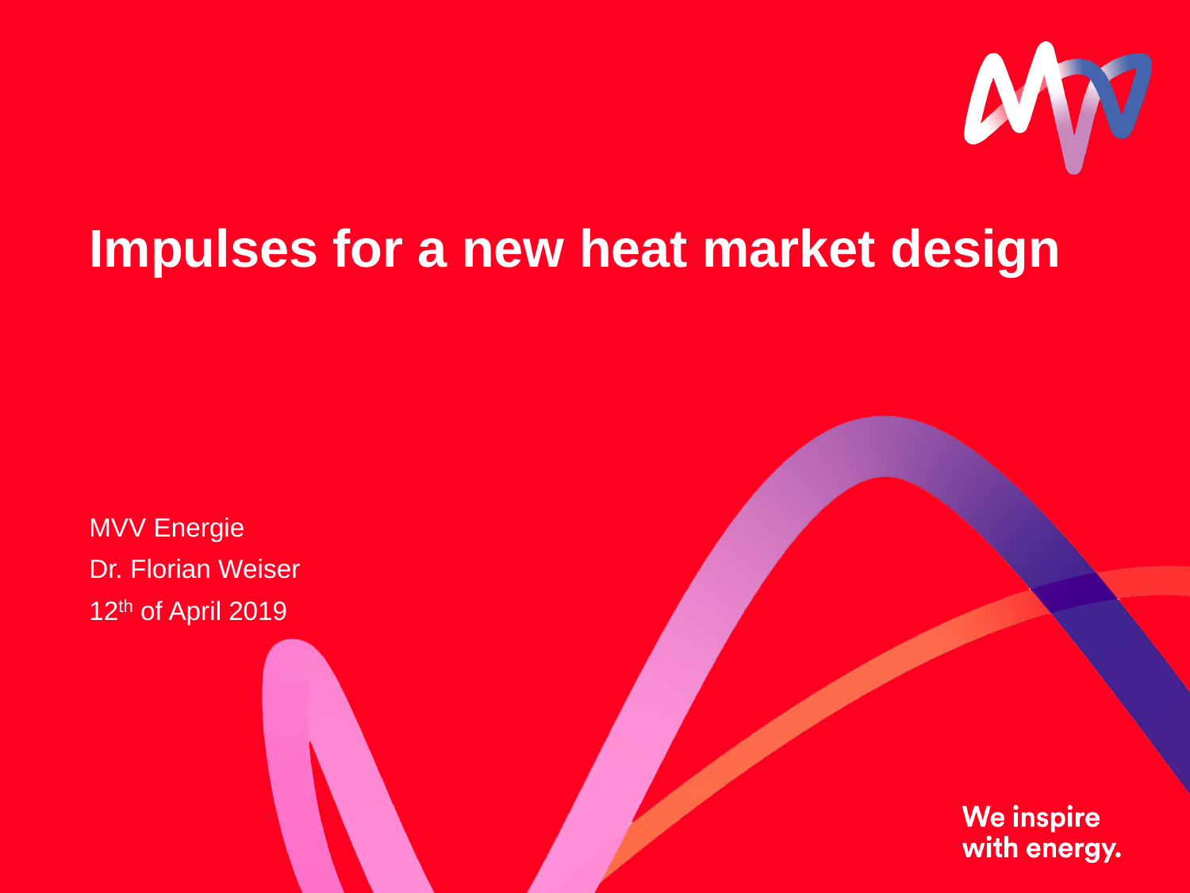# Impulses for a new heat market design

MVV Energie

Dr. Florian Weiser

12th of April 2019

We inspire with energy.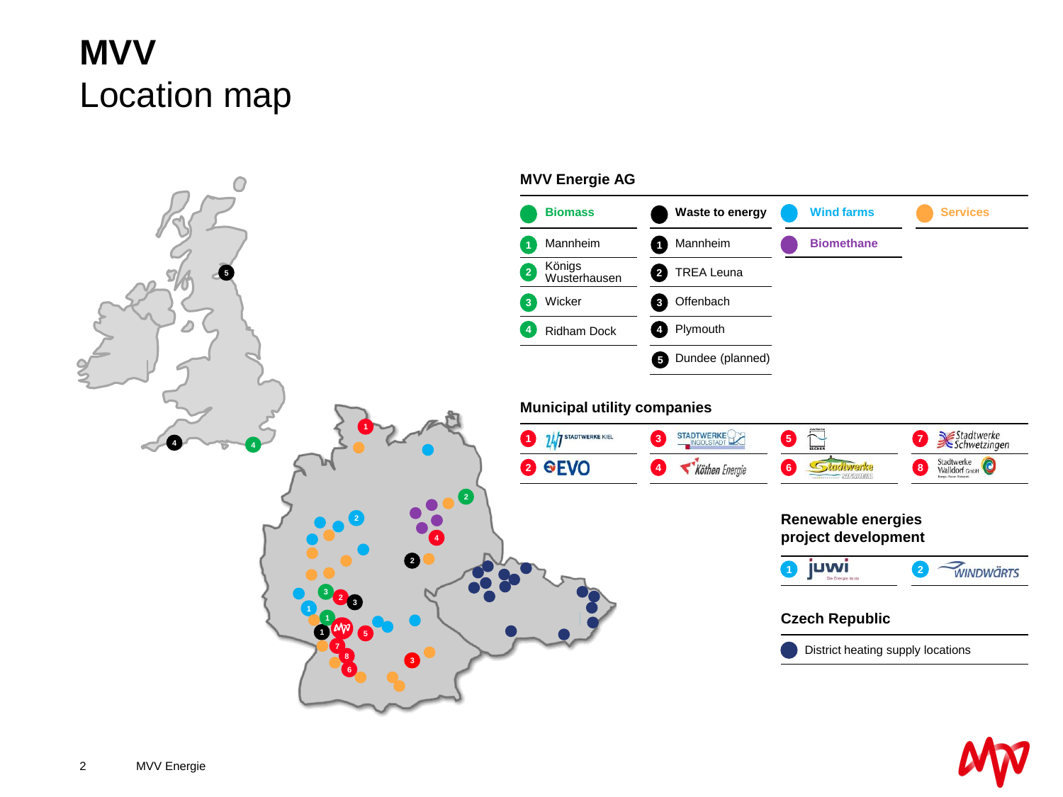# MVV
## Location map

### MVV Energie AG

| Biomass | Waste to energy | Wind farms | Services |
|---|---|---|---|
| 1 Mannheim | 1 Mannheim | Biomethane | |
| 2 Königs Wusterhausen | 2 TREA Leuna | | |
| 3 Wicker | 3 Offenbach | | |
| 4 Ridham Dock | 4 Plymouth | | |
| | 5 Dundee (planned) | | |

### Municipal utility companies

| | | | |
|---|---|---|---|
| 1 24/7 Stadtwerke Kiel | 3 Stadtwerke Ingolstadt | 5 | 7 Stadtwerke Schwetzingen |
| 2 EVO | 4 Köthen Energie | 6 Stadtwerke Sinsheim | 8 Stadtwerke Walldorf GmbH |

### Renewable energies project development

| | |
|---|---|
| 1 juwi | 2 Windwärts |

### Czech Republic

District heating supply locations

MVV Energie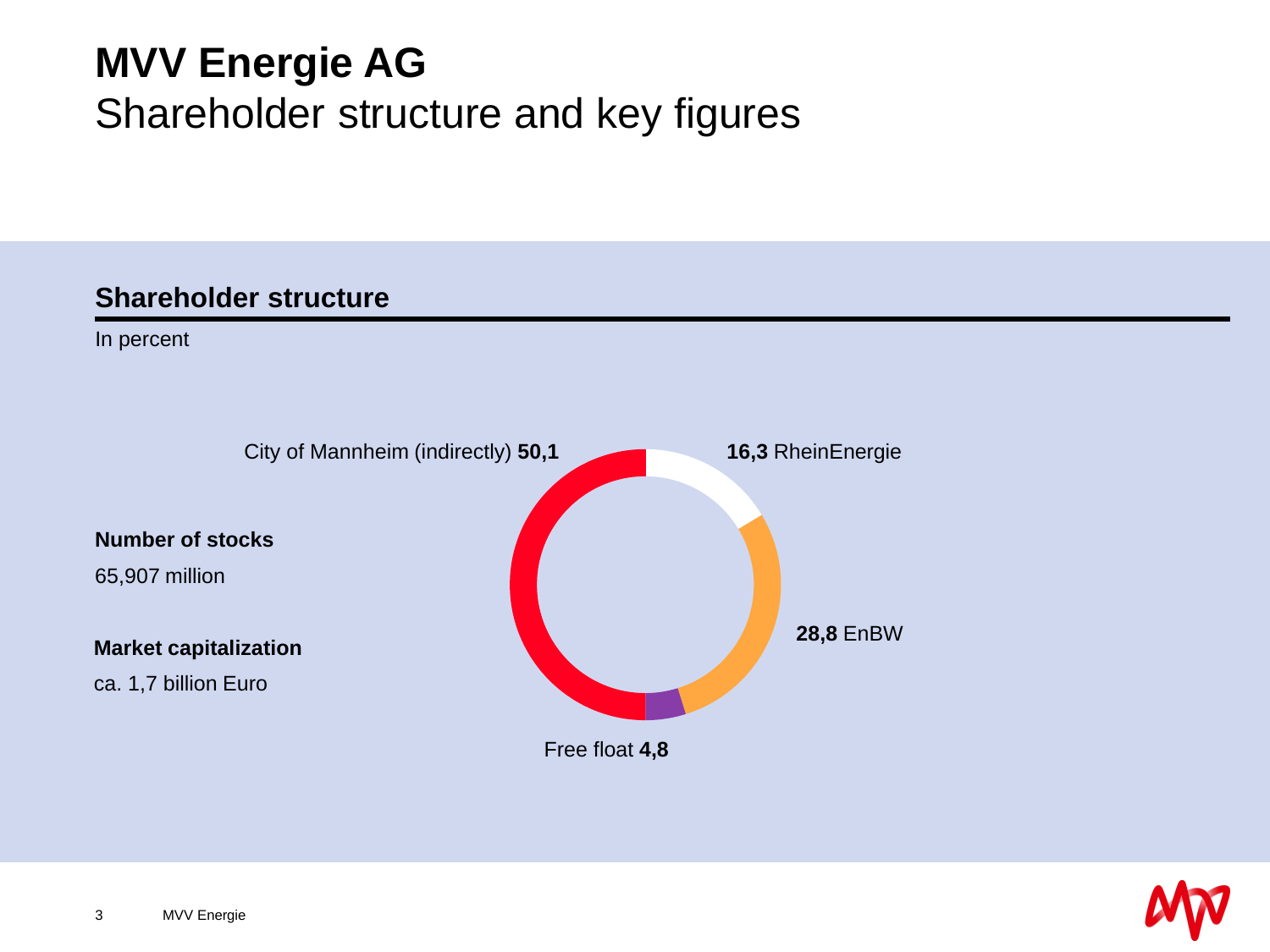# MVV Energie AG

Shareholder structure and key figures

## Shareholder structure

In percent

City of Mannheim (indirectly) **50,1**

**16,3** RheinEnergie

**28,8** EnBW

Free float **4,8**

**Number of stocks**

65,907 million

**Market capitalization**

ca. 1,7 billion Euro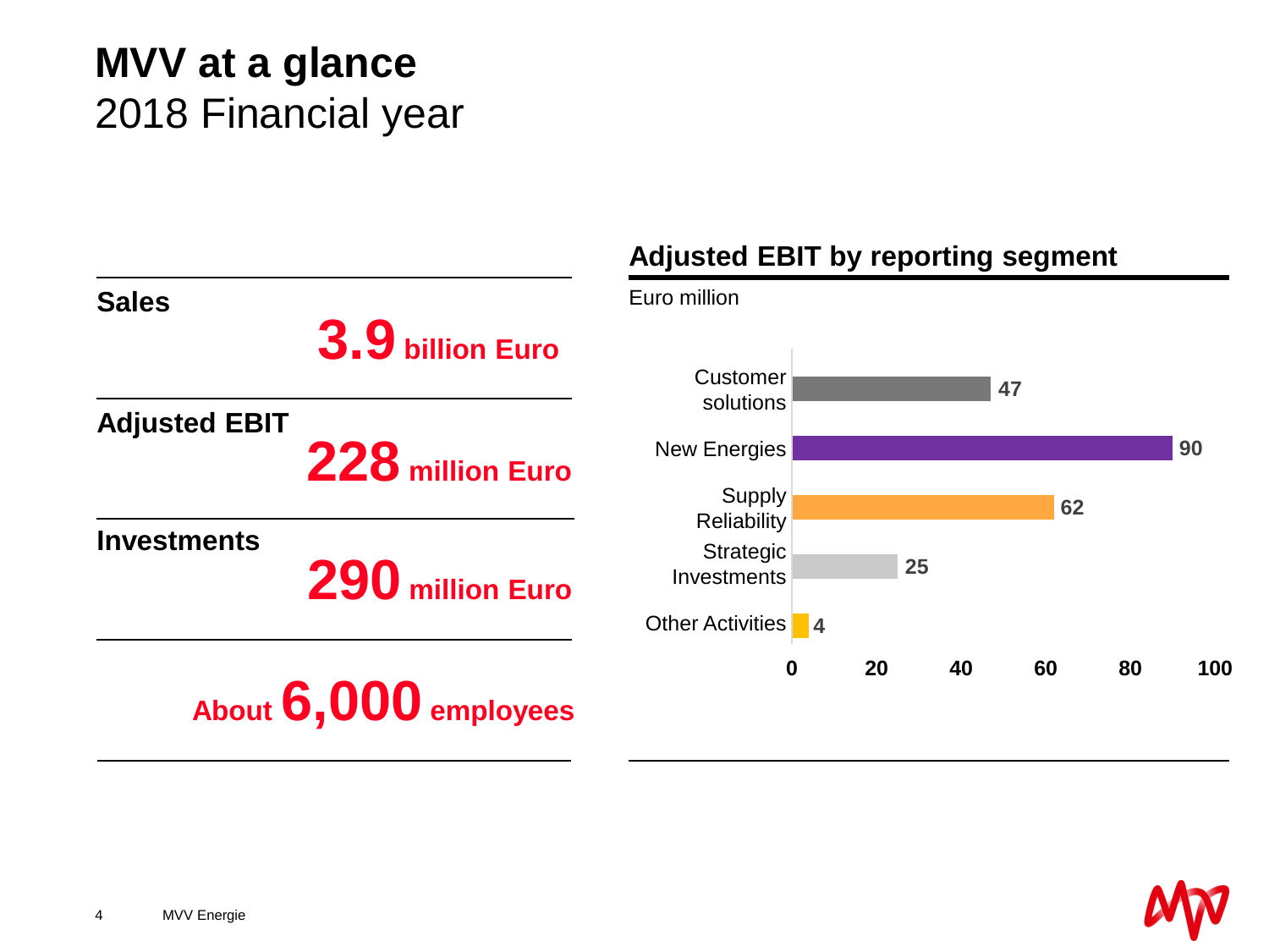# MVV at a glance
2018 Financial year

**Sales**

**3.9 billion Euro**

**Adjusted EBIT**

**228 million Euro**

**Investments**

**290 million Euro**

**About 6,000 employees**

## Adjusted EBIT by reporting segment

Euro million

| Segment | Adjusted EBIT |
|---|---|
| Customer solutions | 47 |
| New Energies | 90 |
| Supply Reliability | 62 |
| Strategic Investments | 25 |
| Other Activities | 4 |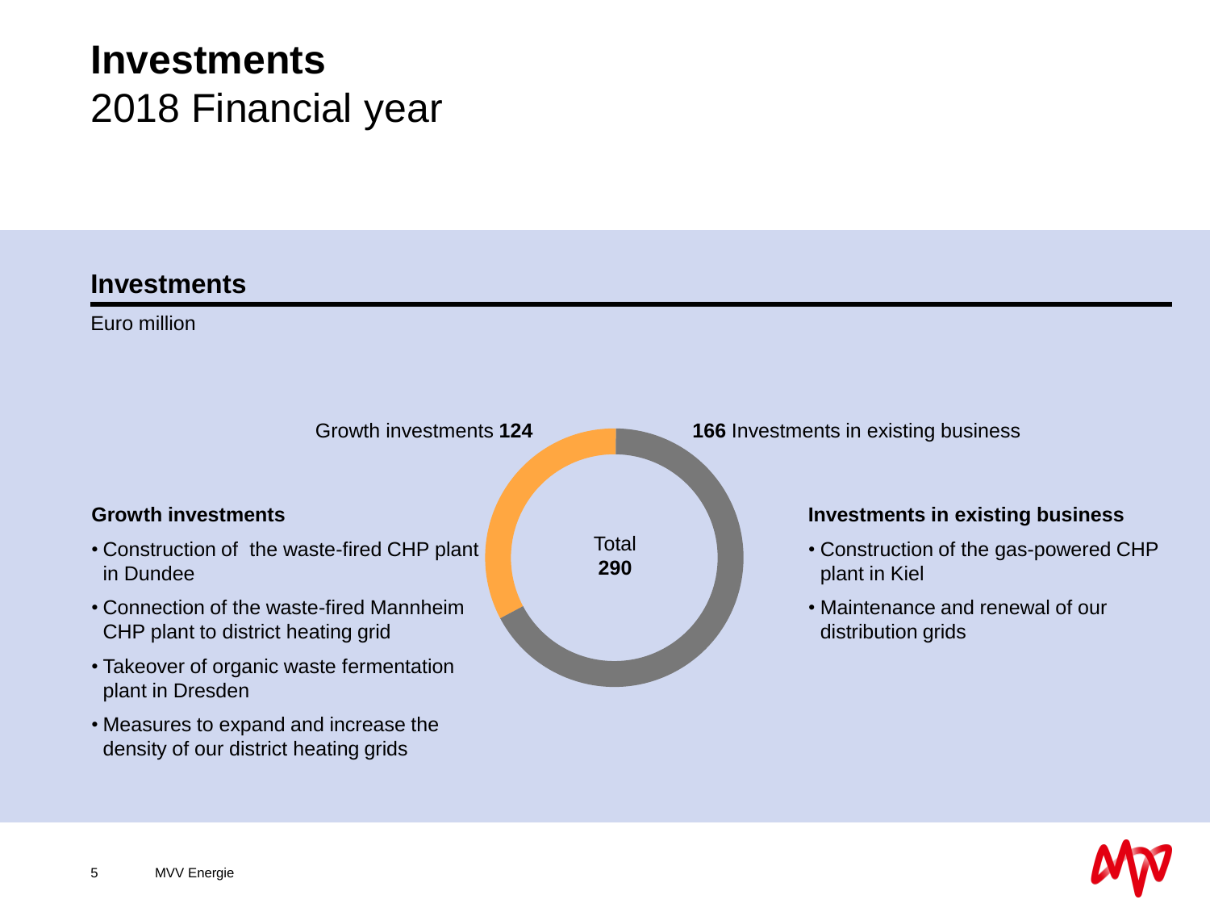# Investments
## 2018 Financial year

## Investments

Euro million

Growth investments **124**

**166** Investments in existing business

Total
**290**

### Growth investments

- Construction of the waste-fired CHP plant in Dundee
- Connection of the waste-fired Mannheim CHP plant to district heating grid
- Takeover of organic waste fermentation plant in Dresden
- Measures to expand and increase the density of our district heating grids

### Investments in existing business

- Construction of the gas-powered CHP plant in Kiel
- Maintenance and renewal of our distribution grids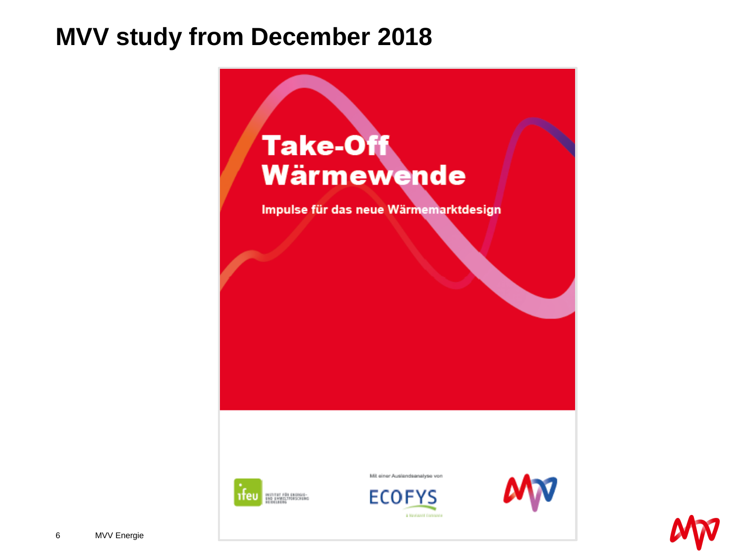# MVV study from December 2018

**Take-Off Wärmewende**

**Impulse für das neue Wärmemarktdesign**

ifeu INSTITUT FÜR ENERGIE- UND UMWELTFORSCHUNG HEIDELBERG

Mit einer Auslandsanalyse von

ECOFYS

A Navigant Company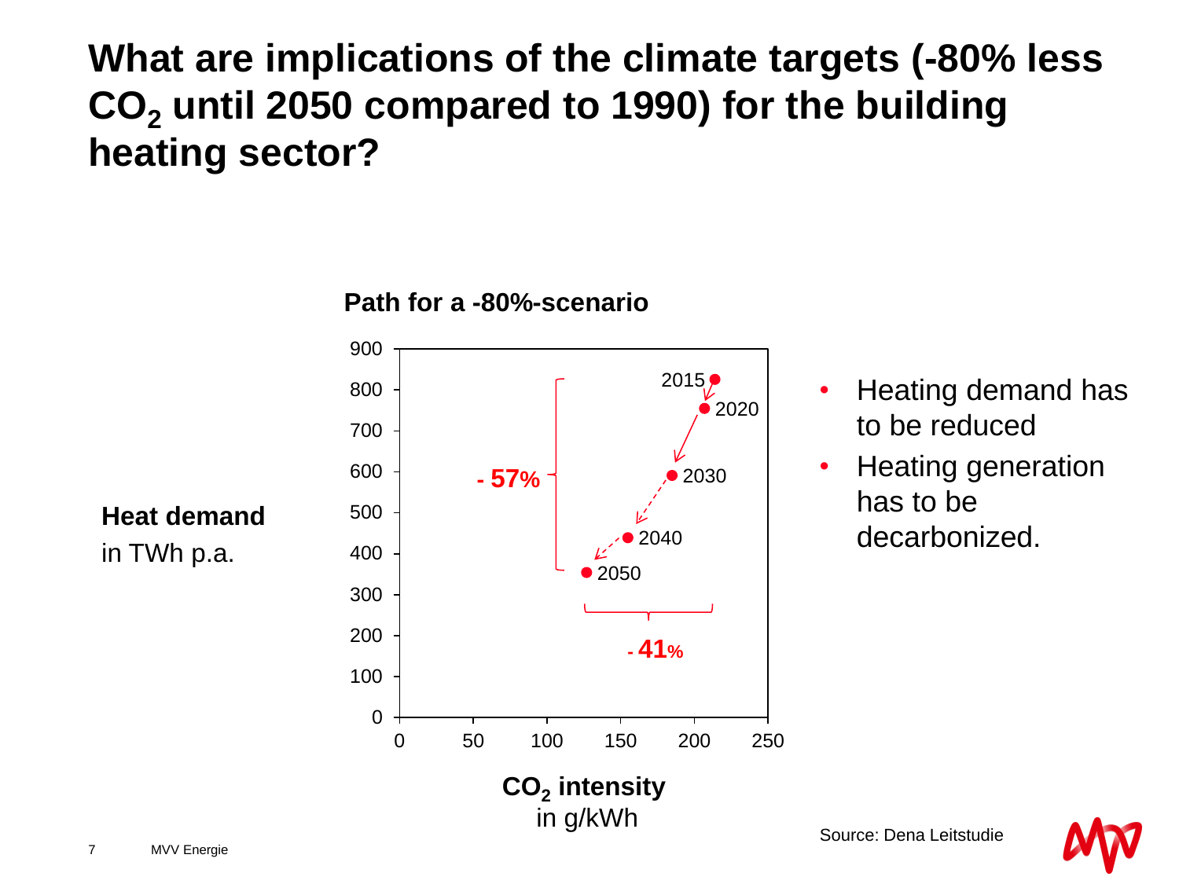# What are implications of the climate targets (-80% less $CO_2$ until 2050 compared to 1990) for the building heating sector?

**Path for a -80%-scenario**

**Heat demand** in TWh p.a.

2015, 2020, 2030, 2040, 2050

**- 57%**

**- 41%**

**$CO_2$ intensity** in g/kWh

- Heating demand has to be reduced
- Heating generation has to be decarbonized.

Source: Dena Leitstudie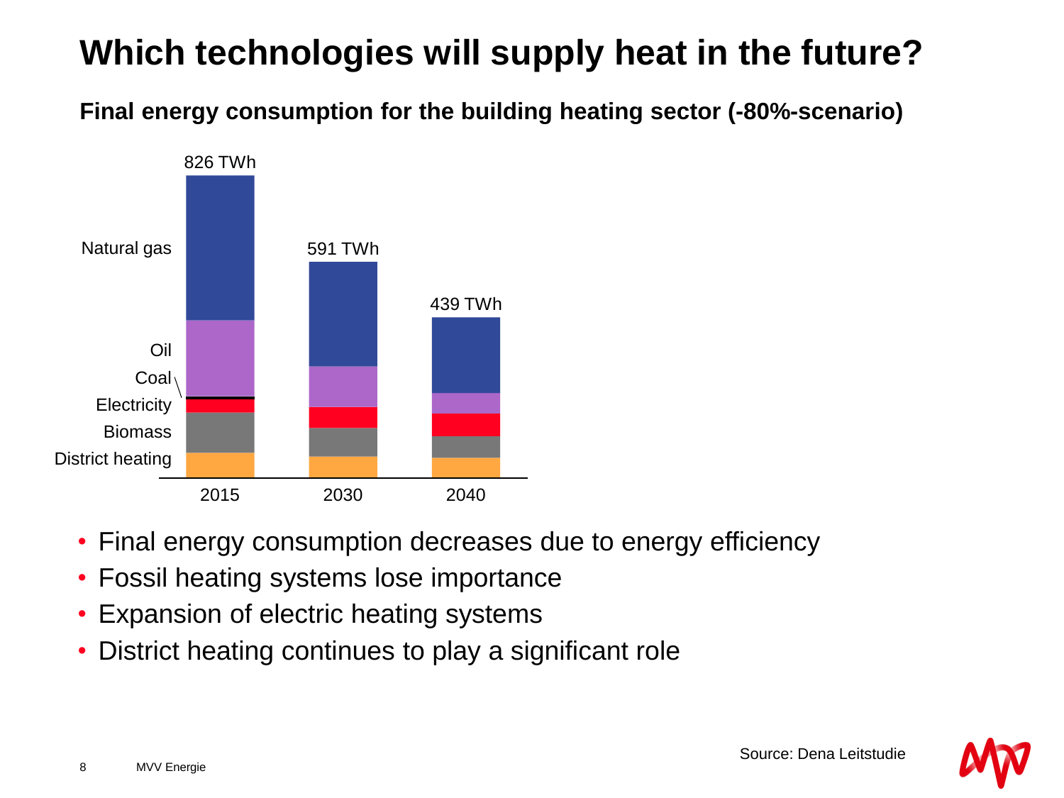# Which technologies will supply heat in the future?

**Final energy consumption for the building heating sector (-80%-scenario)**

| | 2015 | 2030 | 2040 |
|---|---|---|---|
| Total | 826 TWh | 591 TWh | 439 TWh |

Legend: Natural gas, Oil, Coal, Electricity, Biomass, District heating

- Final energy consumption decreases due to energy efficiency
- Fossil heating systems lose importance
- Expansion of electric heating systems
- District heating continues to play a significant role

Source: Dena Leitstudie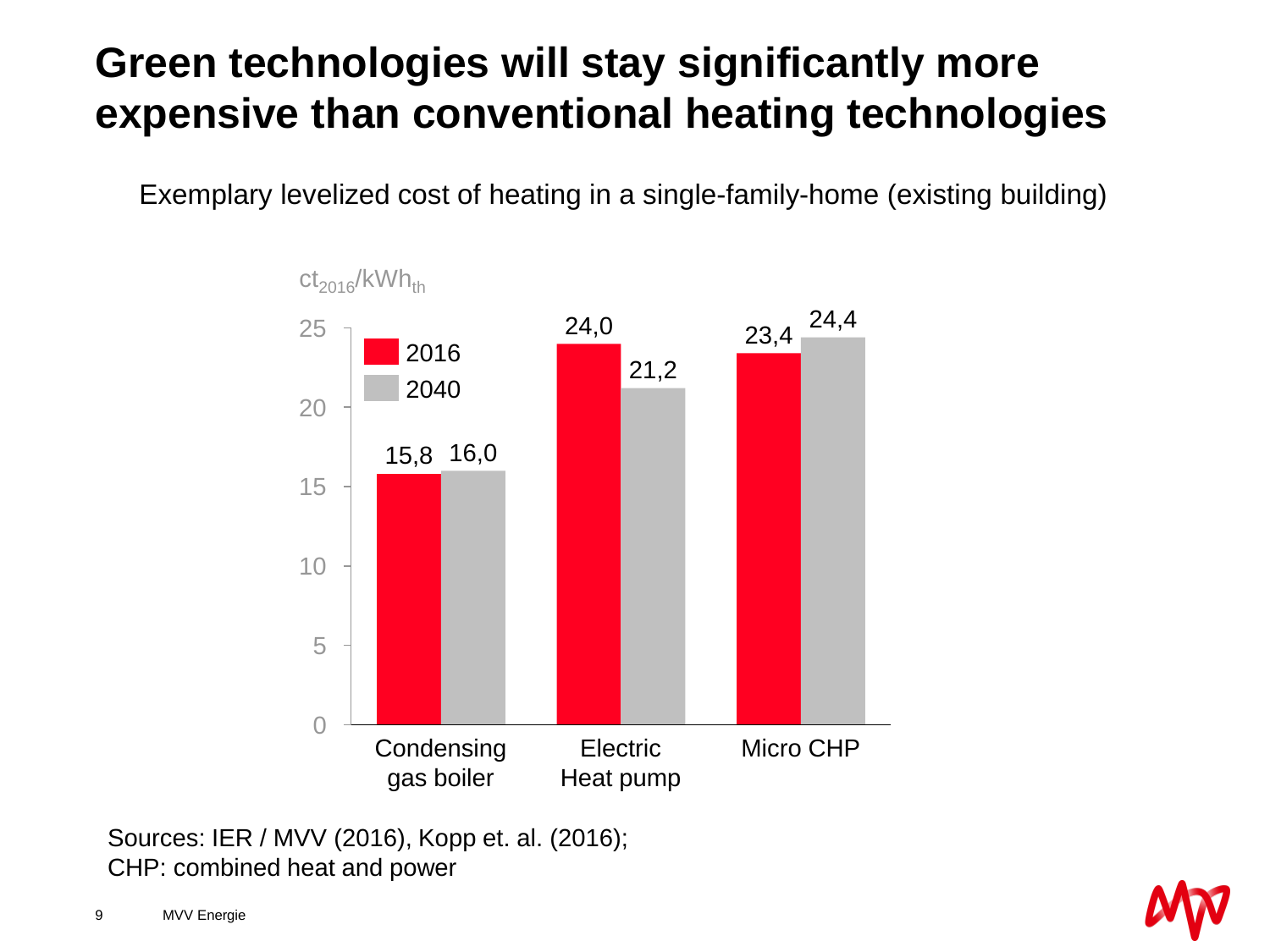# Green technologies will stay significantly more expensive than conventional heating technologies

Exemplary levelized cost of heating in a single-family-home (existing building)

$ct_{2016}/kWh_{th}$

| | 2016 | 2040 |
|---|---|---|
| Condensing gas boiler | 15,8 | 16,0 |
| Electric Heat pump | 24,0 | 21,2 |
| Micro CHP | 23,4 | 24,4 |

Sources: IER / MVV (2016), Kopp et. al. (2016);
CHP: combined heat and power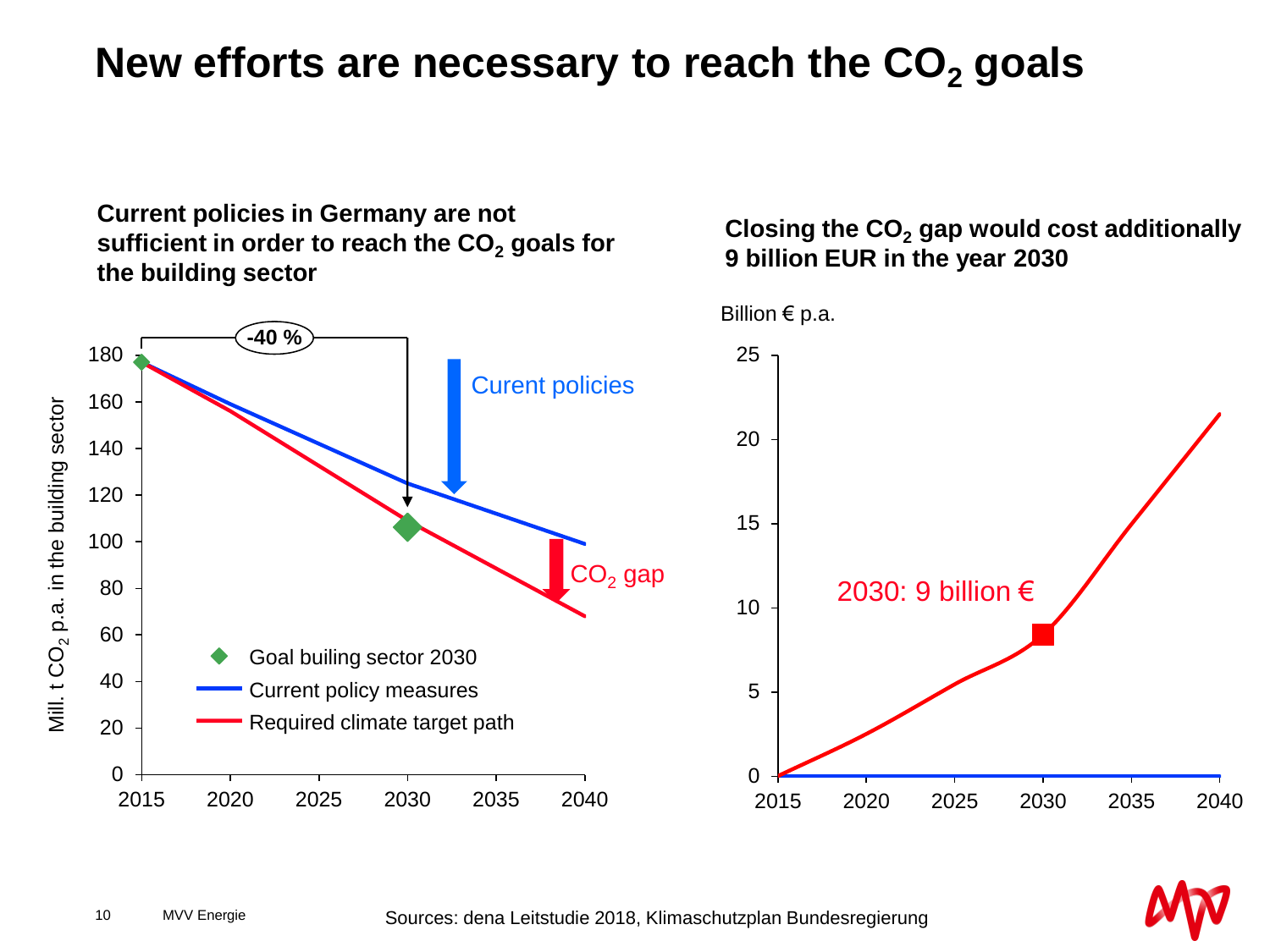# New efforts are necessary to reach the $CO_2$ goals

**Current policies in Germany are not sufficient in order to reach the $CO_2$ goals for the building sector**

-40 %

Curent policies

$CO_2$ gap

Mill. t $CO_2$ p.a. in the building sector

180, 160, 140, 120, 100, 80, 60, 40, 20, 0

2015, 2020, 2025, 2030, 2035, 2040

- Goal builing sector 2030
- Current policy measures
- Required climate target path

**Closing the $CO_2$ gap would cost additionally 9 billion EUR in the year 2030**

Billion € p.a.

25, 20, 15, 10, 5, 0

2015, 2020, 2025, 2030, 2035, 2040

2030: 9 billion €

Sources: dena Leitstudie 2018, Klimaschutzplan Bundesregierung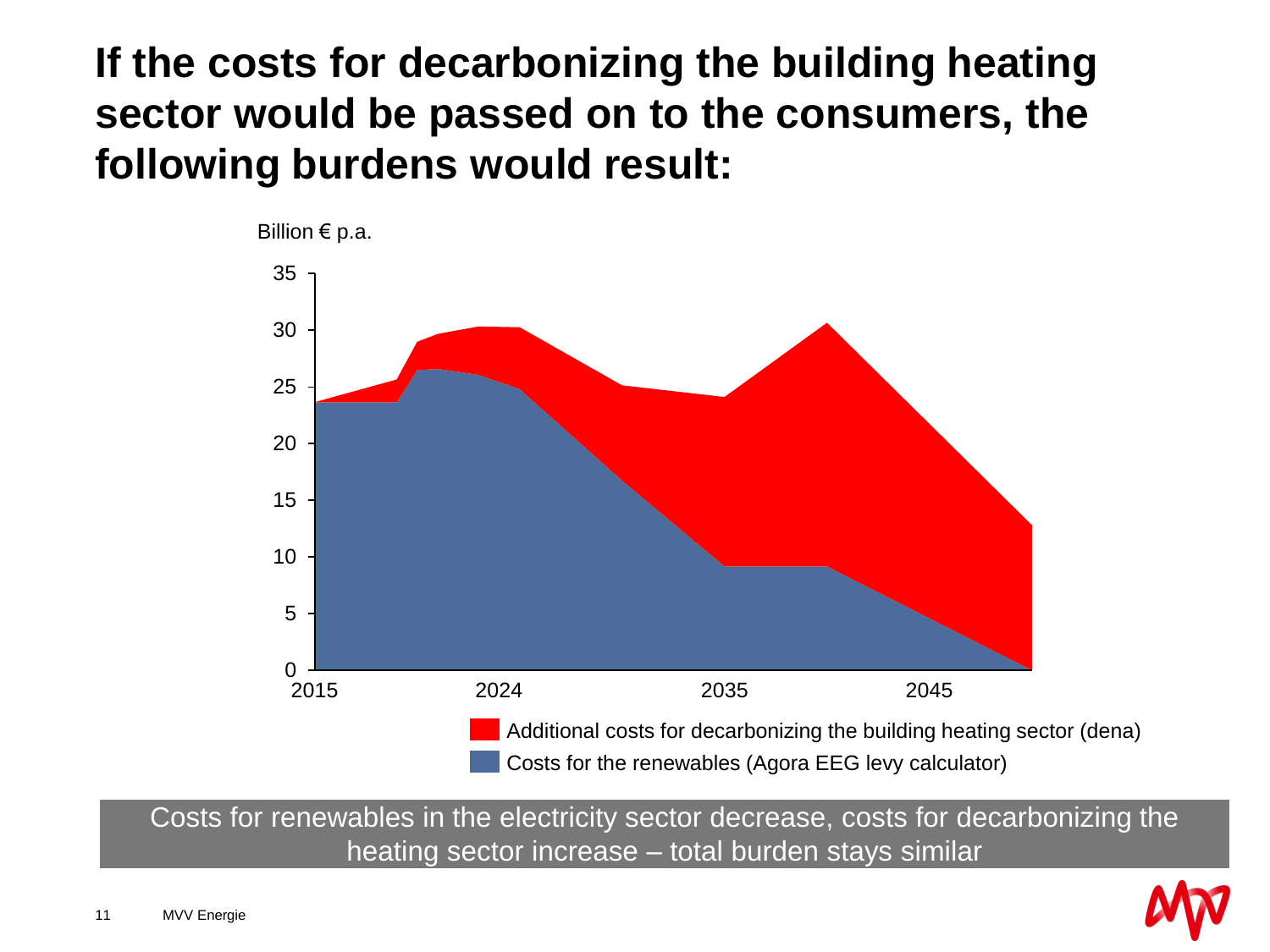# If the costs for decarbonizing the building heating sector would be passed on to the consumers, the following burdens would result:

Billion € p.a.

35
30
25
20
15
10
5
0

2015 2024 2035 2045

Additional costs for decarbonizing the building heating sector (dena)

Costs for the renewables (Agora EEG levy calculator)

Costs for renewables in the electricity sector decrease, costs for decarbonizing the heating sector increase – total burden stays similar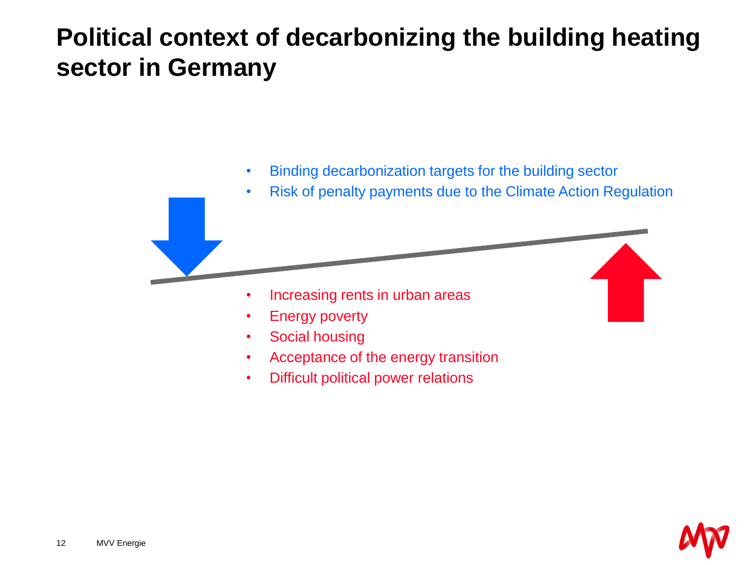# Political context of decarbonizing the building heating sector in Germany

- Binding decarbonization targets for the building sector
- Risk of penalty payments due to the Climate Action Regulation

- Increasing rents in urban areas
- Energy poverty
- Social housing
- Acceptance of the energy transition
- Difficult political power relations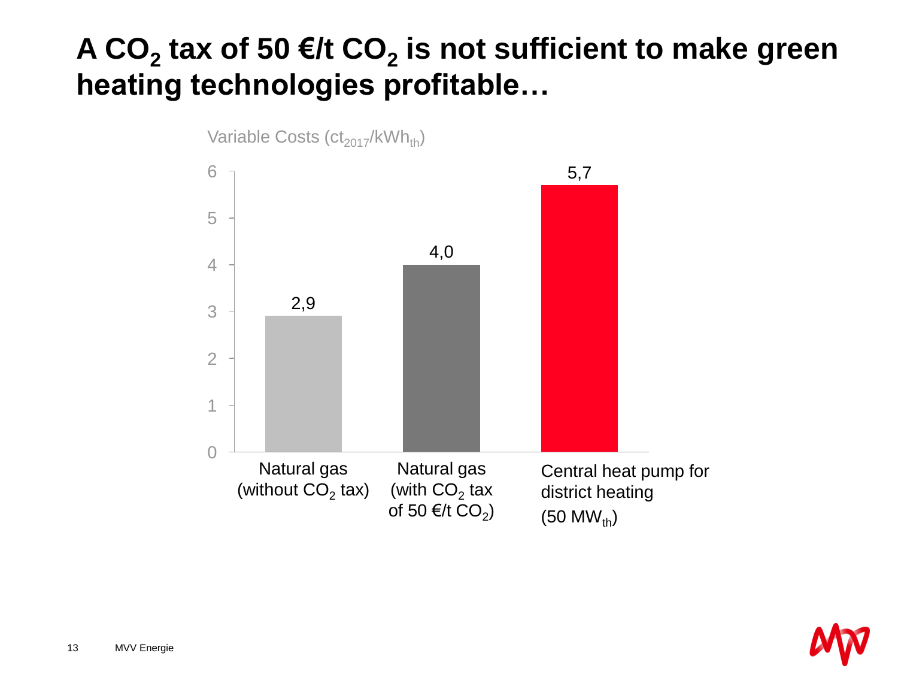# A $CO_2$ tax of 50 €/t $CO_2$ is not sufficient to make green heating technologies profitable…

Variable Costs ($ct_{2017}/kWh_{th}$)

| Technology | Variable Costs ($ct_{2017}/kWh_{th}$) |
|---|---|
| Natural gas (without $CO_2$ tax) | 2,9 |
| Natural gas (with $CO_2$ tax of 50 €/t $CO_2$) | 4,0 |
| Central heat pump for district heating (50 $MW_{th}$) | 5,7 |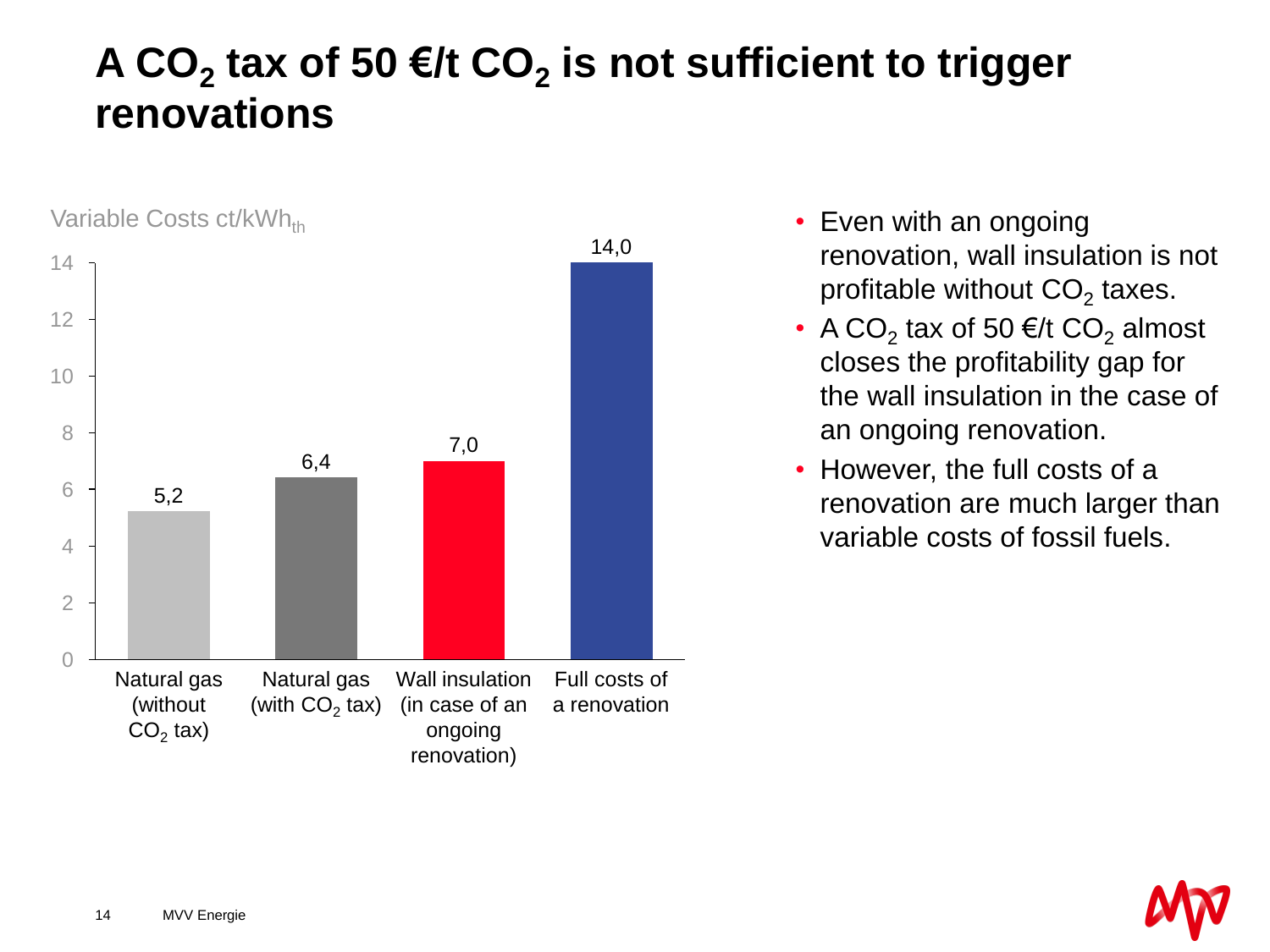# A $CO_2$ tax of 50 €/t $CO_2$ is not sufficient to trigger renovations

Variable Costs ct/$kWh_{th}$

| | Variable Costs ct/$kWh_{th}$ |
|---|---|
| Natural gas (without $CO_2$ tax) | 5,2 |
| Natural gas (with $CO_2$ tax) | 6,4 |
| Wall insulation (in case of an ongoing renovation) | 7,0 |
| Full costs of a renovation | 14,0 |

- Even with an ongoing renovation, wall insulation is not profitable without $CO_2$ taxes.
- A $CO_2$ tax of 50 €/t $CO_2$ almost closes the profitability gap for the wall insulation in the case of an ongoing renovation.
- However, the full costs of a renovation are much larger than variable costs of fossil fuels.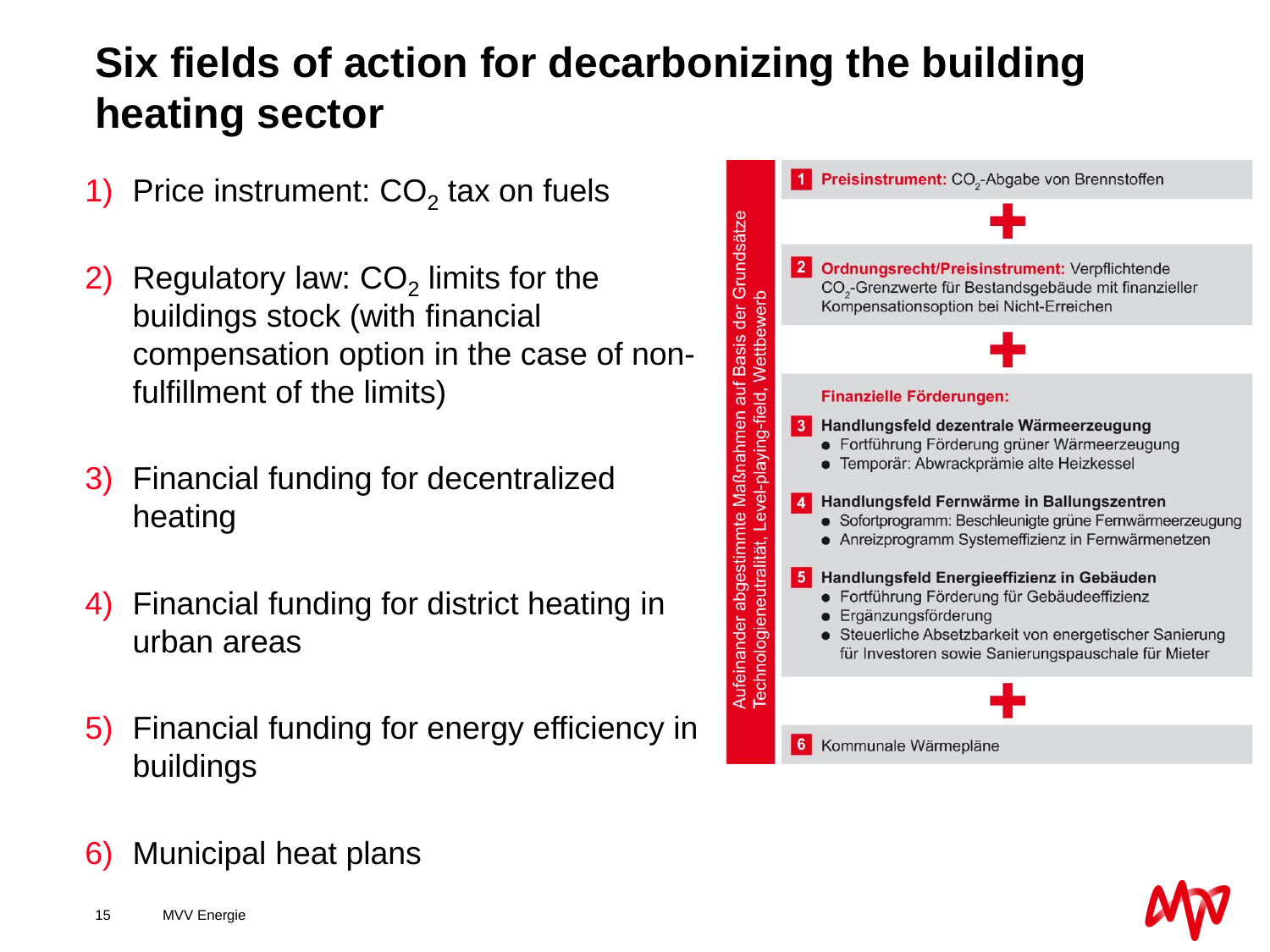# Six fields of action for decarbonizing the building heating sector

1) Price instrument: $CO_2$ tax on fuels
2) Regulatory law: $CO_2$ limits for the buildings stock (with financial compensation option in the case of non-fulfillment of the limits)
3) Financial funding for decentralized heating
4) Financial funding for district heating in urban areas
5) Financial funding for energy efficiency in buildings
6) Municipal heat plans

*Aufeinander abgestimmte Maßnahmen auf Basis der Grundsätze Technologieneutralität, Level-playing-field, Wettbewerb*

**1** **Preisinstrument:** $CO_2$-Abgabe von Brennstoffen

+

**2** **Ordnungsrecht/Preisinstrument:** Verpflichtende $CO_2$-Grenzwerte für Bestandsgebäude mit finanzieller Kompensationsoption bei Nicht-Erreichen

+

**Finanzielle Förderungen:**

**3** **Handlungsfeld dezentrale Wärmeerzeugung**
- Fortführung Förderung grüner Wärmeerzeugung
- Temporär: Abwrackprämie alte Heizkessel

**4** **Handlungsfeld Fernwärme in Ballungszentren**
- Sofortprogramm: Beschleunigte grüne Fernwärmeerzeugung
- Anreizprogramm Systemeffizienz in Fernwärmenetzen

**5** **Handlungsfeld Energieeffizienz in Gebäuden**
- Fortführung Förderung für Gebäudeeffizienz
- Ergänzungsförderung
- Steuerliche Absetzbarkeit von energetischer Sanierung für Investoren sowie Sanierungspauschale für Mieter

+

**6** Kommunale Wärmepläne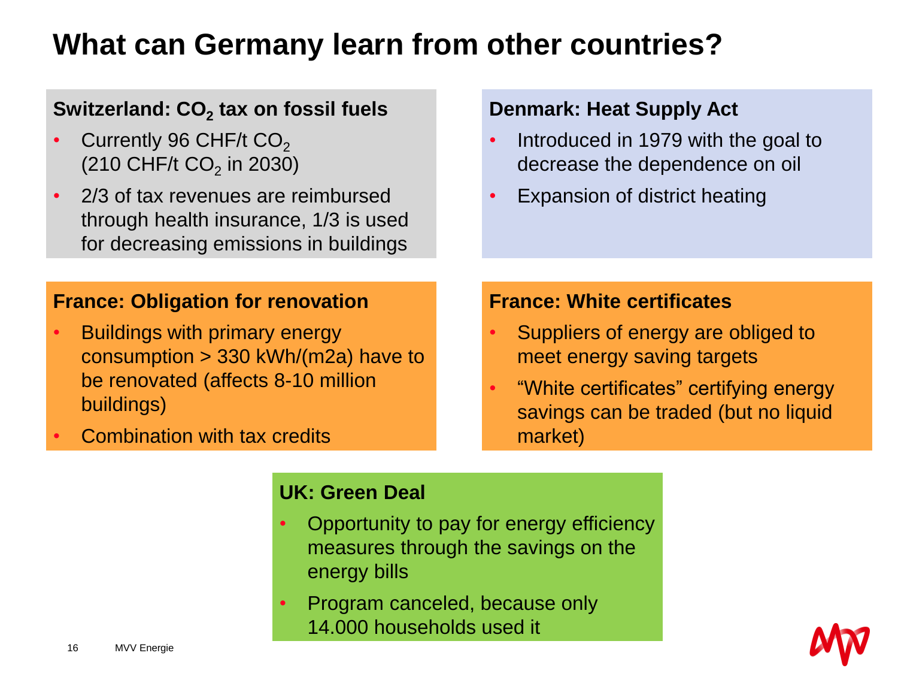# What can Germany learn from other countries?

### Switzerland: $CO_2$ tax on fossil fuels

- Currently 96 CHF/t $CO_2$ (210 CHF/t $CO_2$ in 2030)
- 2/3 of tax revenues are reimbursed through health insurance, 1/3 is used for decreasing emissions in buildings

### Denmark: Heat Supply Act

- Introduced in 1979 with the goal to decrease the dependence on oil
- Expansion of district heating

### France: Obligation for renovation

- Buildings with primary energy consumption > 330 kWh/(m2a) have to be renovated (affects 8-10 million buildings)
- Combination with tax credits

### France: White certificates

- Suppliers of energy are obliged to meet energy saving targets
- "White certificates" certifying energy savings can be traded (but no liquid market)

### UK: Green Deal

- Opportunity to pay for energy efficiency measures through the savings on the energy bills
- Program canceled, because only 14.000 households used it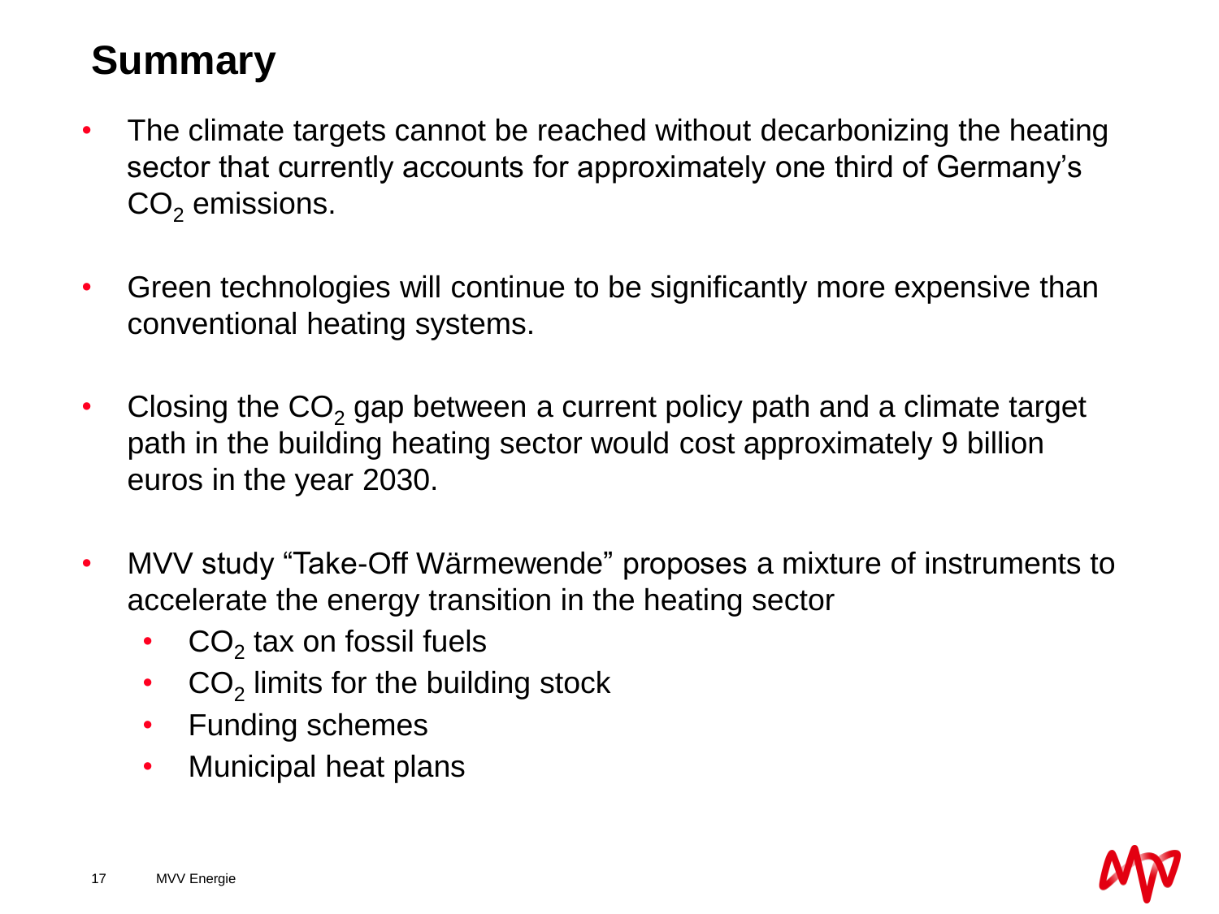# Summary

- The climate targets cannot be reached without decarbonizing the heating sector that currently accounts for approximately one third of Germany's $CO_2$ emissions.
- Green technologies will continue to be significantly more expensive than conventional heating systems.
- Closing the $CO_2$ gap between a current policy path and a climate target path in the building heating sector would cost approximately 9 billion euros in the year 2030.
- MVV study "Take-Off Wärmewende" proposes a mixture of instruments to accelerate the energy transition in the heating sector
  - $CO_2$ tax on fossil fuels
  - $CO_2$ limits for the building stock
  - Funding schemes
  - Municipal heat plans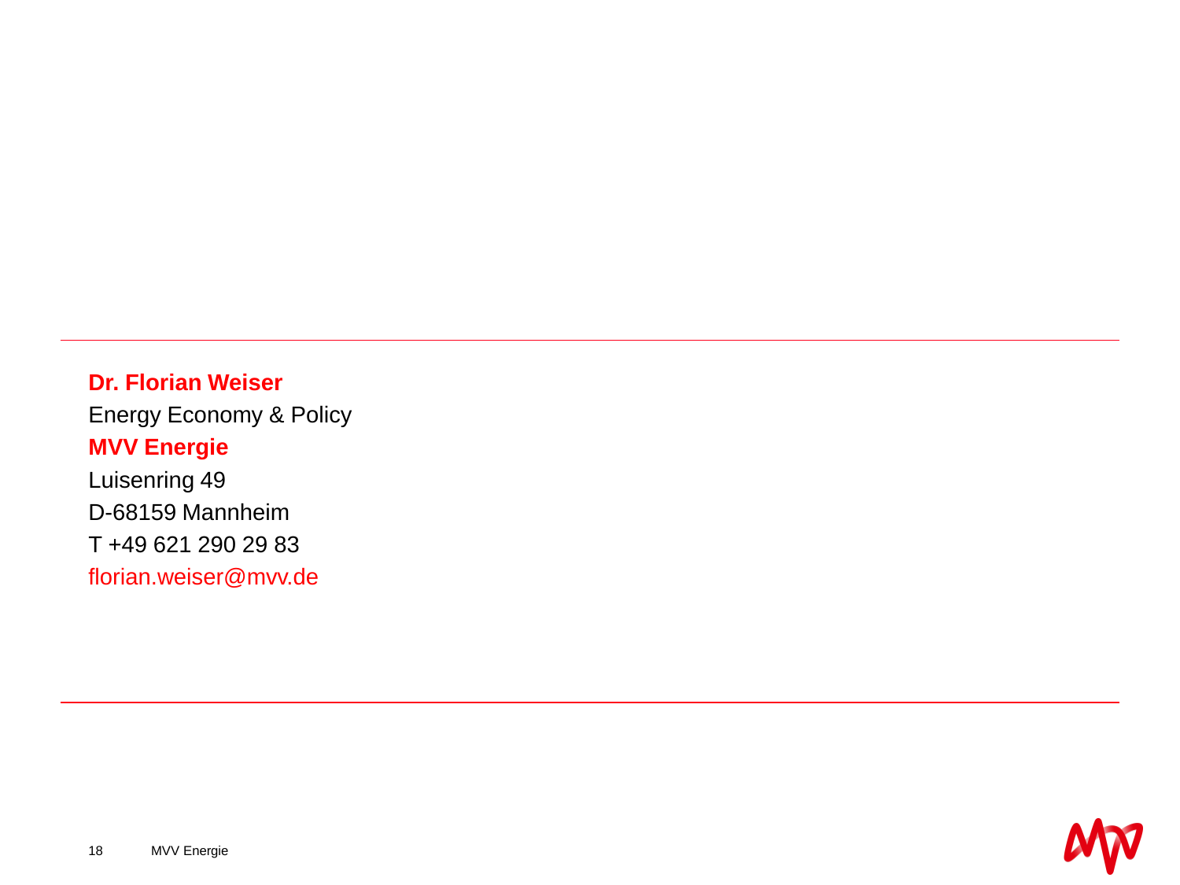**Dr. Florian Weiser**

Energy Economy & Policy

**MVV Energie**

Luisenring 49

D-68159 Mannheim

T +49 621 290 29 83

florian.weiser@mvv.de